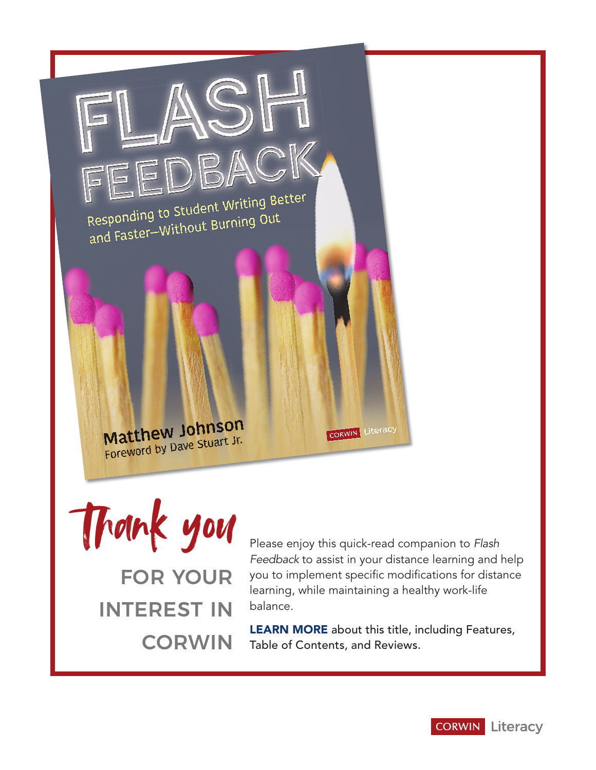# FLASH FEEDBACK

Responding to Student Writing Better and Faster—Without Burning Out

Matthew Johnson

Foreword by Dave Stuart Jr.

CORWIN Literacy

## Thank you FOR YOUR INTEREST IN CORWIN

Please enjoy this quick-read companion to *Flash Feedback* to assist in your distance learning and help you to implement specific modifications for distance learning, while maintaining a healthy work-life balance.

**LEARN MORE** about this title, including Features, Table of Contents, and Reviews.

CORWIN Literacy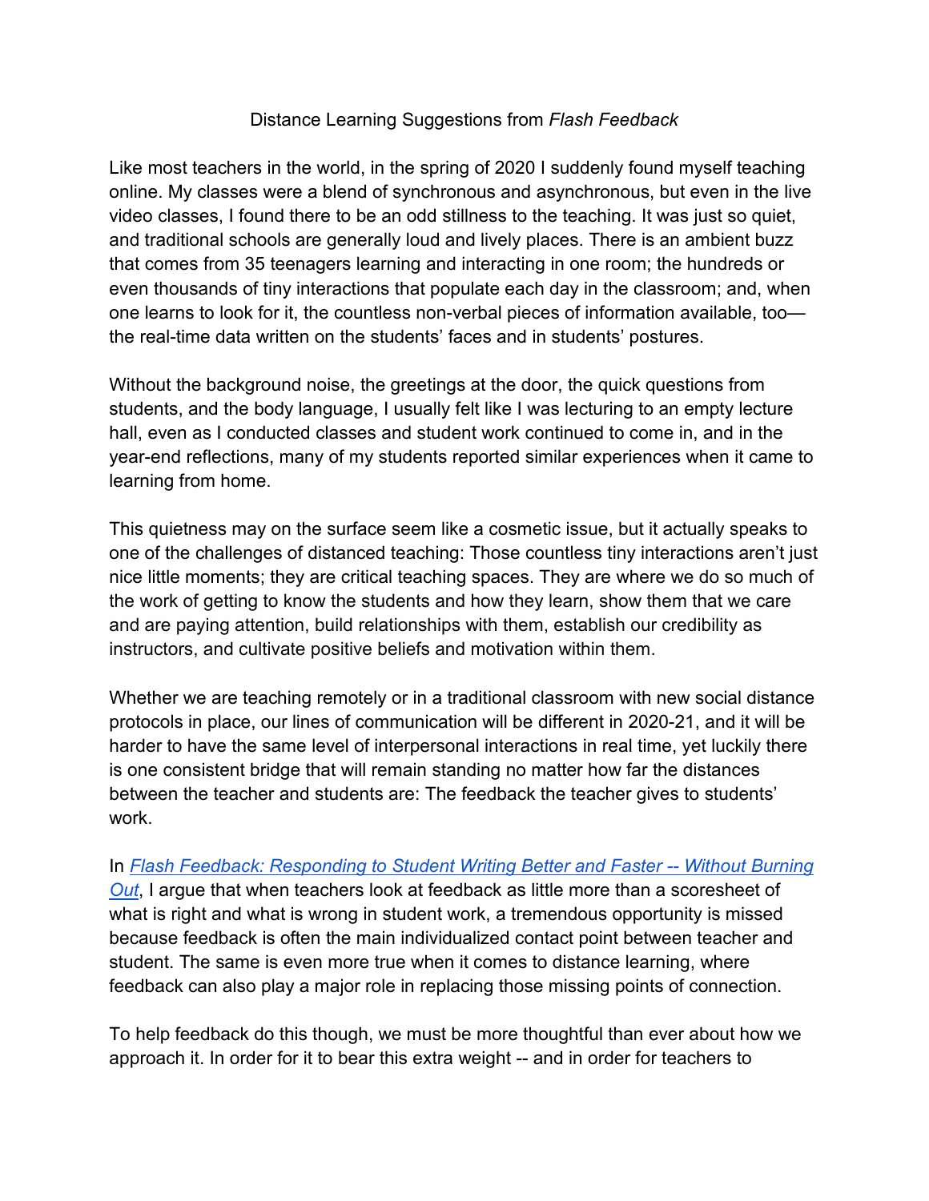Distance Learning Suggestions from *Flash Feedback*

Like most teachers in the world, in the spring of 2020 I suddenly found myself teaching online. My classes were a blend of synchronous and asynchronous, but even in the live video classes, I found there to be an odd stillness to the teaching. It was just so quiet, and traditional schools are generally loud and lively places. There is an ambient buzz that comes from 35 teenagers learning and interacting in one room; the hundreds or even thousands of tiny interactions that populate each day in the classroom; and, when one learns to look for it, the countless non-verbal pieces of information available, too—the real-time data written on the students' faces and in students' postures.

Without the background noise, the greetings at the door, the quick questions from students, and the body language, I usually felt like I was lecturing to an empty lecture hall, even as I conducted classes and student work continued to come in, and in the year-end reflections, many of my students reported similar experiences when it came to learning from home.

This quietness may on the surface seem like a cosmetic issue, but it actually speaks to one of the challenges of distanced teaching: Those countless tiny interactions aren't just nice little moments; they are critical teaching spaces. They are where we do so much of the work of getting to know the students and how they learn, show them that we care and are paying attention, build relationships with them, establish our credibility as instructors, and cultivate positive beliefs and motivation within them.

Whether we are teaching remotely or in a traditional classroom with new social distance protocols in place, our lines of communication will be different in 2020-21, and it will be harder to have the same level of interpersonal interactions in real time, yet luckily there is one consistent bridge that will remain standing no matter how far the distances between the teacher and students are: The feedback the teacher gives to students' work.

In *Flash Feedback: Responding to Student Writing Better and Faster -- Without Burning Out*, I argue that when teachers look at feedback as little more than a scoresheet of what is right and what is wrong in student work, a tremendous opportunity is missed because feedback is often the main individualized contact point between teacher and student. The same is even more true when it comes to distance learning, where feedback can also play a major role in replacing those missing points of connection.

To help feedback do this though, we must be more thoughtful than ever about how we approach it. In order for it to bear this extra weight -- and in order for teachers to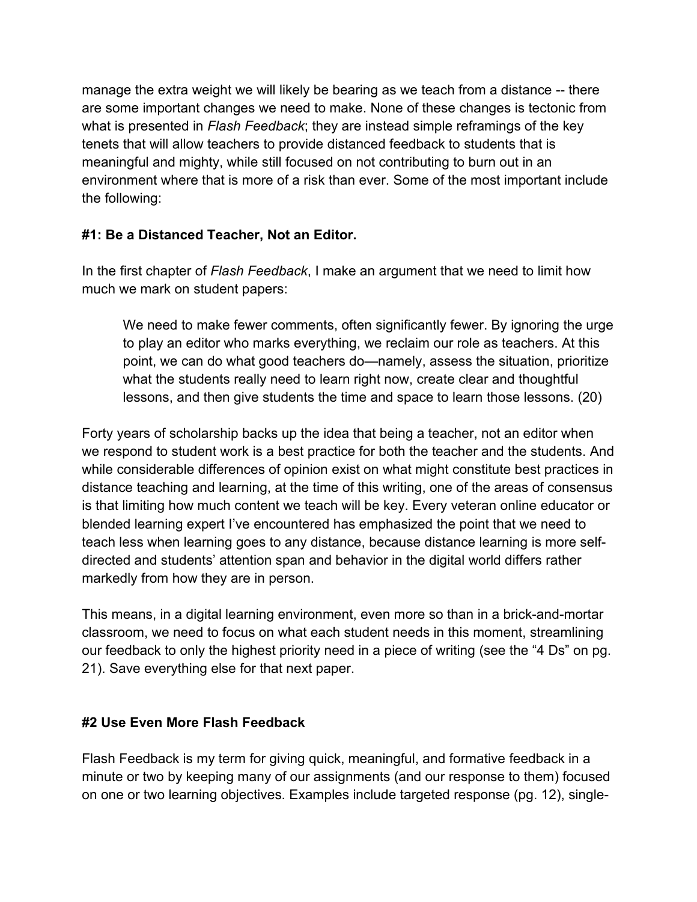manage the extra weight we will likely be bearing as we teach from a distance -- there are some important changes we need to make. None of these changes is tectonic from what is presented in *Flash Feedback*; they are instead simple reframings of the key tenets that will allow teachers to provide distanced feedback to students that is meaningful and mighty, while still focused on not contributing to burn out in an environment where that is more of a risk than ever. Some of the most important include the following:

**#1: Be a Distanced Teacher, Not an Editor.**

In the first chapter of *Flash Feedback*, I make an argument that we need to limit how much we mark on student papers:

> We need to make fewer comments, often significantly fewer. By ignoring the urge to play an editor who marks everything, we reclaim our role as teachers. At this point, we can do what good teachers do—namely, assess the situation, prioritize what the students really need to learn right now, create clear and thoughtful lessons, and then give students the time and space to learn those lessons. (20)

Forty years of scholarship backs up the idea that being a teacher, not an editor when we respond to student work is a best practice for both the teacher and the students. And while considerable differences of opinion exist on what might constitute best practices in distance teaching and learning, at the time of this writing, one of the areas of consensus is that limiting how much content we teach will be key. Every veteran online educator or blended learning expert I've encountered has emphasized the point that we need to teach less when learning goes to any distance, because distance learning is more self-directed and students' attention span and behavior in the digital world differs rather markedly from how they are in person.

This means, in a digital learning environment, even more so than in a brick-and-mortar classroom, we need to focus on what each student needs in this moment, streamlining our feedback to only the highest priority need in a piece of writing (see the "4 Ds" on pg. 21). Save everything else for that next paper.

**#2 Use Even More Flash Feedback**

Flash Feedback is my term for giving quick, meaningful, and formative feedback in a minute or two by keeping many of our assignments (and our response to them) focused on one or two learning objectives. Examples include targeted response (pg. 12), single-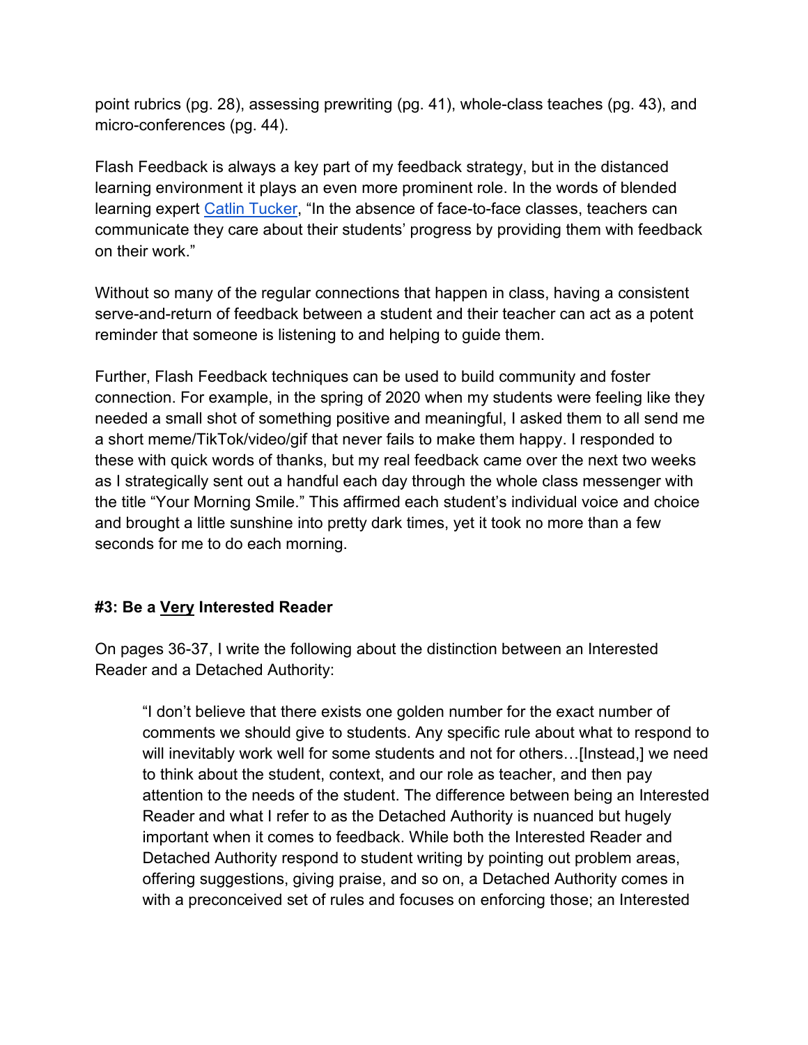point rubrics (pg. 28), assessing prewriting (pg. 41), whole-class teaches (pg. 43), and micro-conferences (pg. 44).

Flash Feedback is always a key part of my feedback strategy, but in the distanced learning environment it plays an even more prominent role. In the words of blended learning expert [Catlin Tucker](), "In the absence of face-to-face classes, teachers can communicate they care about their students' progress by providing them with feedback on their work."

Without so many of the regular connections that happen in class, having a consistent serve-and-return of feedback between a student and their teacher can act as a potent reminder that someone is listening to and helping to guide them.

Further, Flash Feedback techniques can be used to build community and foster connection. For example, in the spring of 2020 when my students were feeling like they needed a small shot of something positive and meaningful, I asked them to all send me a short meme/TikTok/video/gif that never fails to make them happy. I responded to these with quick words of thanks, but my real feedback came over the next two weeks as I strategically sent out a handful each day through the whole class messenger with the title "Your Morning Smile." This affirmed each student's individual voice and choice and brought a little sunshine into pretty dark times, yet it took no more than a few seconds for me to do each morning.

### #3: Be a Very Interested Reader

On pages 36-37, I write the following about the distinction between an Interested Reader and a Detached Authority:

> "I don't believe that there exists one golden number for the exact number of comments we should give to students. Any specific rule about what to respond to will inevitably work well for some students and not for others…[Instead,] we need to think about the student, context, and our role as teacher, and then pay attention to the needs of the student. The difference between being an Interested Reader and what I refer to as the Detached Authority is nuanced but hugely important when it comes to feedback. While both the Interested Reader and Detached Authority respond to student writing by pointing out problem areas, offering suggestions, giving praise, and so on, a Detached Authority comes in with a preconceived set of rules and focuses on enforcing those; an Interested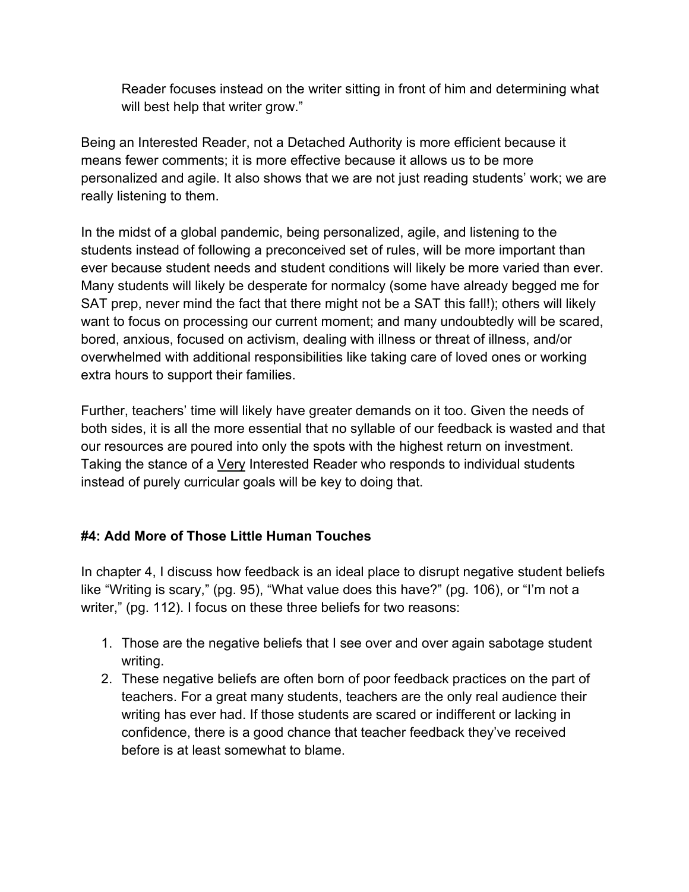> Reader focuses instead on the writer sitting in front of him and determining what will best help that writer grow."

Being an Interested Reader, not a Detached Authority is more efficient because it means fewer comments; it is more effective because it allows us to be more personalized and agile. It also shows that we are not just reading students' work; we are really listening to them.

In the midst of a global pandemic, being personalized, agile, and listening to the students instead of following a preconceived set of rules, will be more important than ever because student needs and student conditions will likely be more varied than ever. Many students will likely be desperate for normalcy (some have already begged me for SAT prep, never mind the fact that there might not be a SAT this fall!); others will likely want to focus on processing our current moment; and many undoubtedly will be scared, bored, anxious, focused on activism, dealing with illness or threat of illness, and/or overwhelmed with additional responsibilities like taking care of loved ones or working extra hours to support their families.

Further, teachers' time will likely have greater demands on it too. Given the needs of both sides, it is all the more essential that no syllable of our feedback is wasted and that our resources are poured into only the spots with the highest return on investment. Taking the stance of a <u>Very</u> Interested Reader who responds to individual students instead of purely curricular goals will be key to doing that.

### #4: Add More of Those Little Human Touches

In chapter 4, I discuss how feedback is an ideal place to disrupt negative student beliefs like "Writing is scary," (pg. 95), "What value does this have?" (pg. 106), or "I'm not a writer," (pg. 112). I focus on these three beliefs for two reasons:

1. Those are the negative beliefs that I see over and over again sabotage student writing.
2. These negative beliefs are often born of poor feedback practices on the part of teachers. For a great many students, teachers are the only real audience their writing has ever had. If those students are scared or indifferent or lacking in confidence, there is a good chance that teacher feedback they've received before is at least somewhat to blame.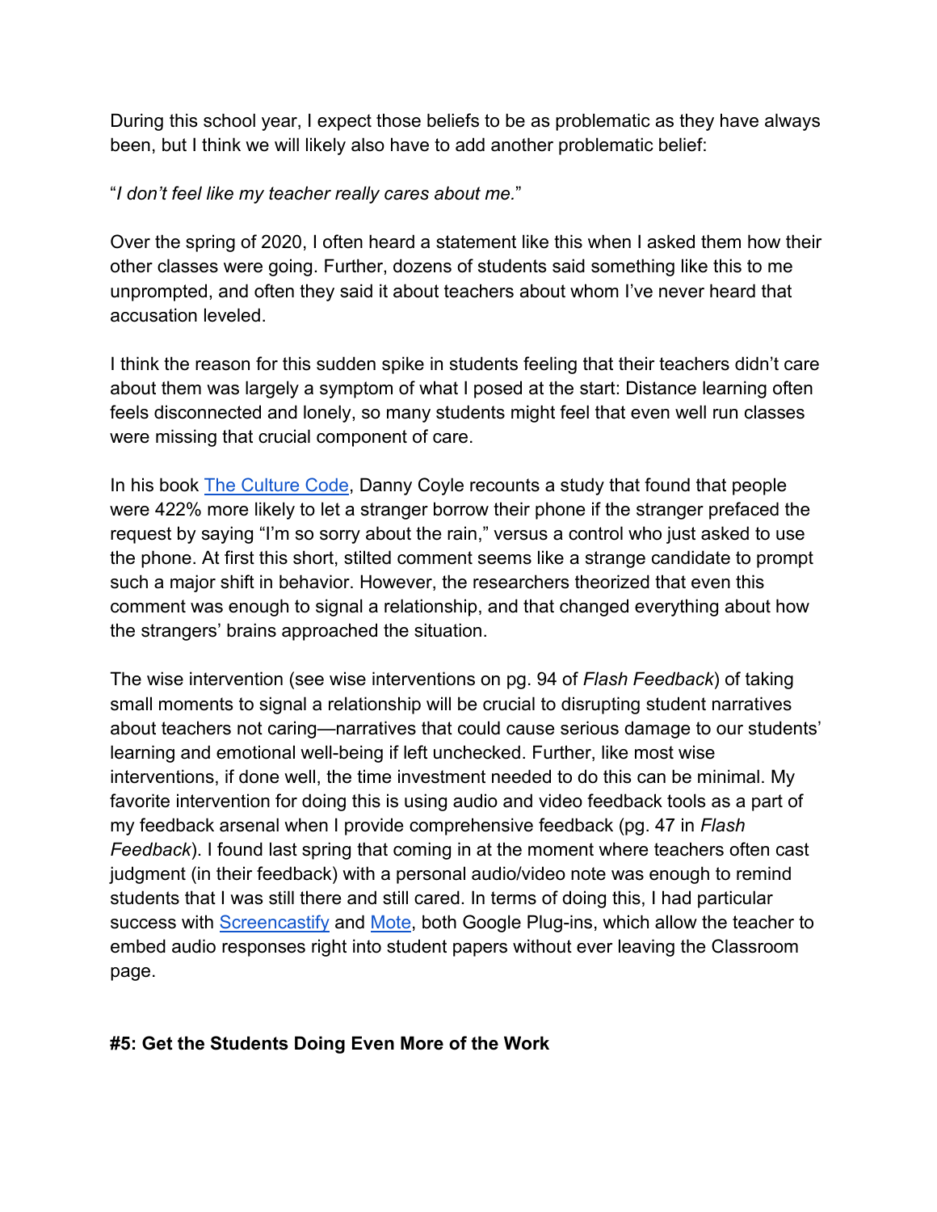During this school year, I expect those beliefs to be as problematic as they have always been, but I think we will likely also have to add another problematic belief:

"*I don't feel like my teacher really cares about me.*"

Over the spring of 2020, I often heard a statement like this when I asked them how their other classes were going. Further, dozens of students said something like this to me unprompted, and often they said it about teachers about whom I've never heard that accusation leveled.

I think the reason for this sudden spike in students feeling that their teachers didn't care about them was largely a symptom of what I posed at the start: Distance learning often feels disconnected and lonely, so many students might feel that even well run classes were missing that crucial component of care.

In his book [The Culture Code](), Danny Coyle recounts a study that found that people were 422% more likely to let a stranger borrow their phone if the stranger prefaced the request by saying "I'm so sorry about the rain," versus a control who just asked to use the phone. At first this short, stilted comment seems like a strange candidate to prompt such a major shift in behavior. However, the researchers theorized that even this comment was enough to signal a relationship, and that changed everything about how the strangers' brains approached the situation.

The wise intervention (see wise interventions on pg. 94 of *Flash Feedback*) of taking small moments to signal a relationship will be crucial to disrupting student narratives about teachers not caring—narratives that could cause serious damage to our students' learning and emotional well-being if left unchecked. Further, like most wise interventions, if done well, the time investment needed to do this can be minimal. My favorite intervention for doing this is using audio and video feedback tools as a part of my feedback arsenal when I provide comprehensive feedback (pg. 47 in *Flash Feedback*). I found last spring that coming in at the moment where teachers often cast judgment (in their feedback) with a personal audio/video note was enough to remind students that I was still there and still cared. In terms of doing this, I had particular success with [Screencastify]() and [Mote](), both Google Plug-ins, which allow the teacher to embed audio responses right into student papers without ever leaving the Classroom page.

### #5: Get the Students Doing Even More of the Work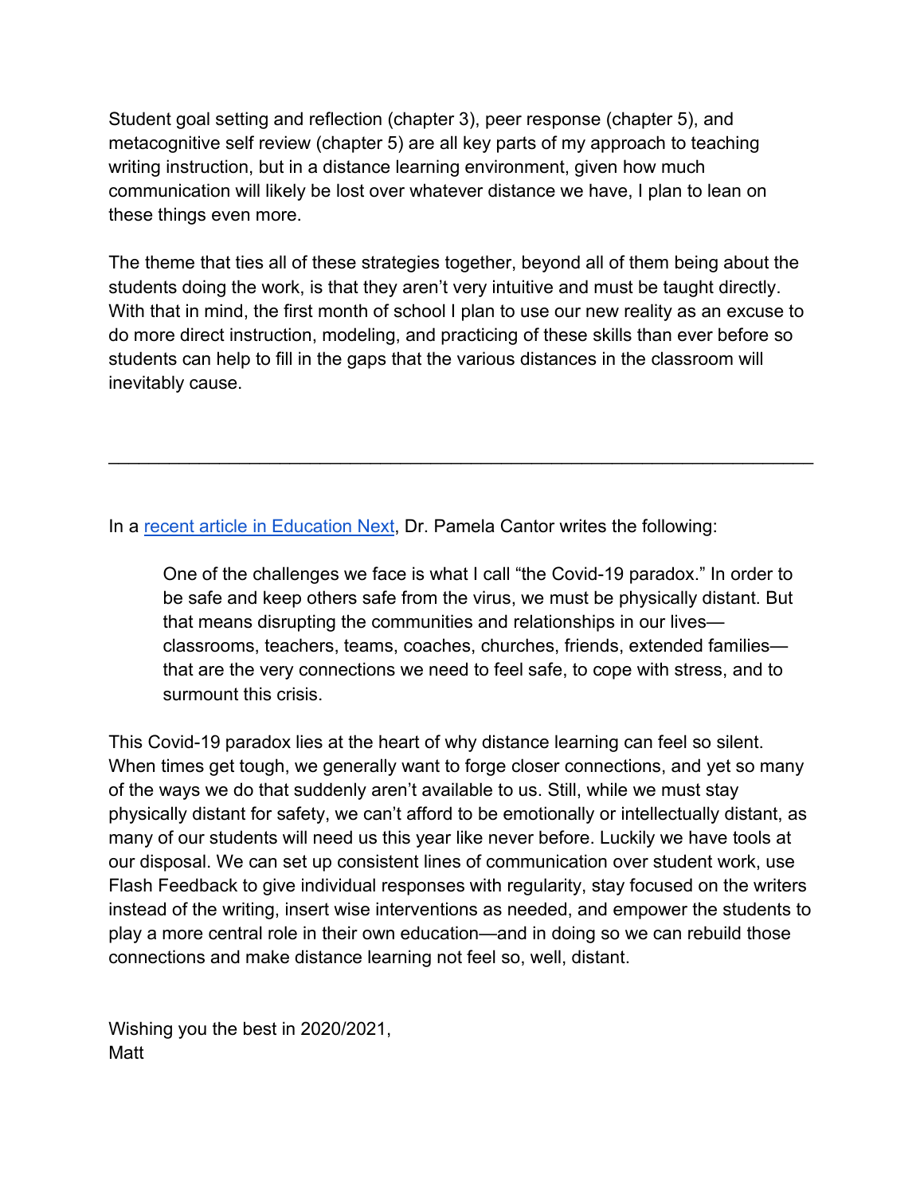Student goal setting and reflection (chapter 3), peer response (chapter 5), and metacognitive self review (chapter 5) are all key parts of my approach to teaching writing instruction, but in a distance learning environment, given how much communication will likely be lost over whatever distance we have, I plan to lean on these things even more.

The theme that ties all of these strategies together, beyond all of them being about the students doing the work, is that they aren't very intuitive and must be taught directly. With that in mind, the first month of school I plan to use our new reality as an excuse to do more direct instruction, modeling, and practicing of these skills than ever before so students can help to fill in the gaps that the various distances in the classroom will inevitably cause.

---

In a [recent article in Education Next](), Dr. Pamela Cantor writes the following:

> One of the challenges we face is what I call "the Covid-19 paradox." In order to be safe and keep others safe from the virus, we must be physically distant. But that means disrupting the communities and relationships in our lives—classrooms, teachers, teams, coaches, churches, friends, extended families—that are the very connections we need to feel safe, to cope with stress, and to surmount this crisis.

This Covid-19 paradox lies at the heart of why distance learning can feel so silent. When times get tough, we generally want to forge closer connections, and yet so many of the ways we do that suddenly aren't available to us. Still, while we must stay physically distant for safety, we can't afford to be emotionally or intellectually distant, as many of our students will need us this year like never before. Luckily we have tools at our disposal. We can set up consistent lines of communication over student work, use Flash Feedback to give individual responses with regularity, stay focused on the writers instead of the writing, insert wise interventions as needed, and empower the students to play a more central role in their own education—and in doing so we can rebuild those connections and make distance learning not feel so, well, distant.

Wishing you the best in 2020/2021,
Matt